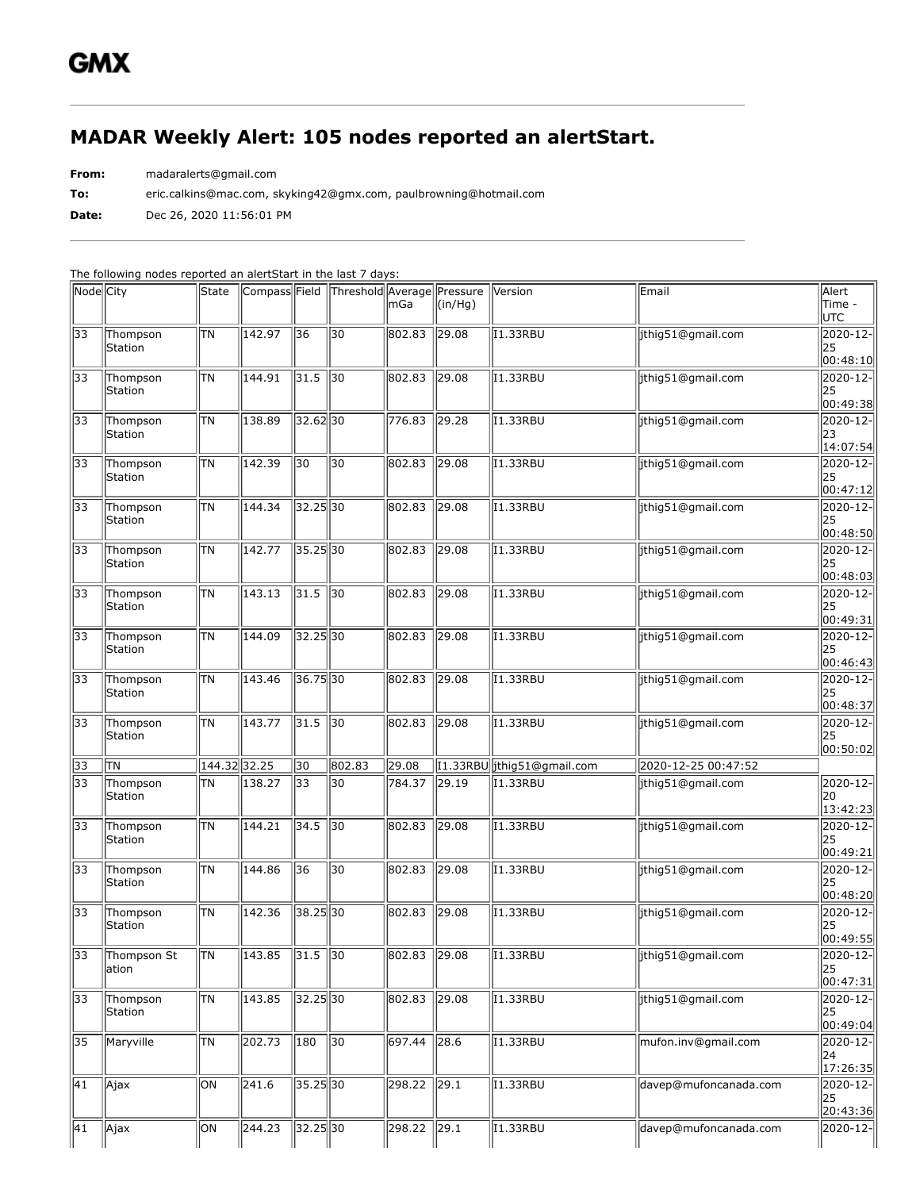# GMX

## MADAR Weekly Alert: 105 nodes reported an alertStart.

**From:** madaralerts@gmail.com

**To:** eric.calkins@mac.com, skyking42@gmx.com, paulbrowning@hotmail.com

**Date:** Dec 26, 2020 11:56:01 PM

The following nodes reported an alertStart in the last 7 days:

| Node | City | State | Compass | Field | Threshold | Average mGa | Pressure (in/Hg) | Version | Email | Alert Time - UTC |
|---|---|---|---|---|---|---|---|---|---|---|
| 33 | Thompson Station | TN | 142.97 | 36 | 30 | 802.83 | 29.08 | I1.33RBU | jthig51@gmail.com | 2020-12-25 00:48:10 |
| 33 | Thompson Station | TN | 144.91 | 31.5 | 30 | 802.83 | 29.08 | I1.33RBU | jthig51@gmail.com | 2020-12-25 00:49:38 |
| 33 | Thompson Station | TN | 138.89 | 32.62 | 30 | 776.83 | 29.28 | I1.33RBU | jthig51@gmail.com | 2020-12-23 14:07:54 |
| 33 | Thompson Station | TN | 142.39 | 30 | 30 | 802.83 | 29.08 | I1.33RBU | jthig51@gmail.com | 2020-12-25 00:47:12 |
| 33 | Thompson Station | TN | 144.34 | 32.25 | 30 | 802.83 | 29.08 | I1.33RBU | jthig51@gmail.com | 2020-12-25 00:48:50 |
| 33 | Thompson Station | TN | 142.77 | 35.25 | 30 | 802.83 | 29.08 | I1.33RBU | jthig51@gmail.com | 2020-12-25 00:48:03 |
| 33 | Thompson Station | TN | 143.13 | 31.5 | 30 | 802.83 | 29.08 | I1.33RBU | jthig51@gmail.com | 2020-12-25 00:49:31 |
| 33 | Thompson Station | TN | 144.09 | 32.25 | 30 | 802.83 | 29.08 | I1.33RBU | jthig51@gmail.com | 2020-12-25 00:46:43 |
| 33 | Thompson Station | TN | 143.46 | 36.75 | 30 | 802.83 | 29.08 | I1.33RBU | jthig51@gmail.com | 2020-12-25 00:48:37 |
| 33 | Thompson Station | TN | 143.77 | 31.5 | 30 | 802.83 | 29.08 | I1.33RBU | jthig51@gmail.com | 2020-12-25 00:50:02 |
| 33 | TN | 144.32 | 32.25 | 30 | 802.83 | 29.08 | I1.33RBU | jthig51@gmail.com | 2020-12-25 00:47:52 | |
| 33 | Thompson Station | TN | 138.27 | 33 | 30 | 784.37 | 29.19 | I1.33RBU | jthig51@gmail.com | 2020-12-20 13:42:23 |
| 33 | Thompson Station | TN | 144.21 | 34.5 | 30 | 802.83 | 29.08 | I1.33RBU | jthig51@gmail.com | 2020-12-25 00:49:21 |
| 33 | Thompson Station | TN | 144.86 | 36 | 30 | 802.83 | 29.08 | I1.33RBU | jthig51@gmail.com | 2020-12-25 00:48:20 |
| 33 | Thompson Station | TN | 142.36 | 38.25 | 30 | 802.83 | 29.08 | I1.33RBU | jthig51@gmail.com | 2020-12-25 00:49:55 |
| 33 | Thompson St ation | TN | 143.85 | 31.5 | 30 | 802.83 | 29.08 | I1.33RBU | jthig51@gmail.com | 2020-12-25 00:47:31 |
| 33 | Thompson Station | TN | 143.85 | 32.25 | 30 | 802.83 | 29.08 | I1.33RBU | jthig51@gmail.com | 2020-12-25 00:49:04 |
| 35 | Maryville | TN | 202.73 | 180 | 30 | 697.44 | 28.6 | I1.33RBU | mufon.inv@gmail.com | 2020-12-24 17:26:35 |
| 41 | Ajax | ON | 241.6 | 35.25 | 30 | 298.22 | 29.1 | I1.33RBU | davep@mufoncanada.com | 2020-12-25 20:43:36 |
| 41 | Ajax | ON | 244.23 | 32.25 | 30 | 298.22 | 29.1 | I1.33RBU | davep@mufoncanada.com | 2020-12- |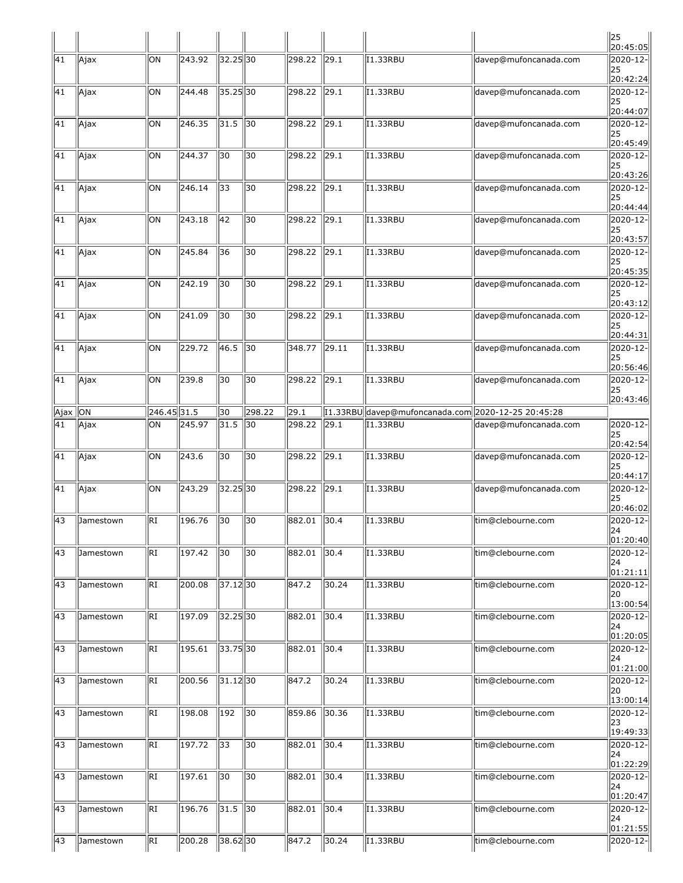| | | | | | | | | | | | |
|---|---|---|---|---|---|---|---|---|---|---|---|
| | | | | | | | | | | | 25 20:45:05 |
| 41 | Ajax | ON | 243.92 | 32.25 | 30 | 298.22 | 29.1 | I1.33RBU | davep@mufoncanada.com | 2020-12-25 20:42:24 |
| 41 | Ajax | ON | 244.48 | 35.25 | 30 | 298.22 | 29.1 | I1.33RBU | davep@mufoncanada.com | 2020-12-25 20:44:07 |
| 41 | Ajax | ON | 246.35 | 31.5 | 30 | 298.22 | 29.1 | I1.33RBU | davep@mufoncanada.com | 2020-12-25 20:45:49 |
| 41 | Ajax | ON | 244.37 | 30 | 30 | 298.22 | 29.1 | I1.33RBU | davep@mufoncanada.com | 2020-12-25 20:43:26 |
| 41 | Ajax | ON | 246.14 | 33 | 30 | 298.22 | 29.1 | I1.33RBU | davep@mufoncanada.com | 2020-12-25 20:44:44 |
| 41 | Ajax | ON | 243.18 | 42 | 30 | 298.22 | 29.1 | I1.33RBU | davep@mufoncanada.com | 2020-12-25 20:43:57 |
| 41 | Ajax | ON | 245.84 | 36 | 30 | 298.22 | 29.1 | I1.33RBU | davep@mufoncanada.com | 2020-12-25 20:45:35 |
| 41 | Ajax | ON | 242.19 | 30 | 30 | 298.22 | 29.1 | I1.33RBU | davep@mufoncanada.com | 2020-12-25 20:43:12 |
| 41 | Ajax | ON | 241.09 | 30 | 30 | 298.22 | 29.1 | I1.33RBU | davep@mufoncanada.com | 2020-12-25 20:44:31 |
| 41 | Ajax | ON | 229.72 | 46.5 | 30 | 348.77 | 29.11 | I1.33RBU | davep@mufoncanada.com | 2020-12-25 20:56:46 |
| 41 | Ajax | ON | 239.8 | 30 | 30 | 298.22 | 29.1 | I1.33RBU | davep@mufoncanada.com | 2020-12-25 20:43:46 |
| Ajax | ON | 246.45 | 31.5 | 30 | 298.22 | 29.1 | I1.33RBU | davep@mufoncanada.com | 2020-12-25 20:45:28 | |
| 41 | Ajax | ON | 245.97 | 31.5 | 30 | 298.22 | 29.1 | I1.33RBU | davep@mufoncanada.com | 2020-12-25 20:42:54 |
| 41 | Ajax | ON | 243.6 | 30 | 30 | 298.22 | 29.1 | I1.33RBU | davep@mufoncanada.com | 2020-12-25 20:44:17 |
| 41 | Ajax | ON | 243.29 | 32.25 | 30 | 298.22 | 29.1 | I1.33RBU | davep@mufoncanada.com | 2020-12-25 20:46:02 |
| 43 | Jamestown | RI | 196.76 | 30 | 30 | 882.01 | 30.4 | I1.33RBU | tim@clebourne.com | 2020-12-24 01:20:40 |
| 43 | Jamestown | RI | 197.42 | 30 | 30 | 882.01 | 30.4 | I1.33RBU | tim@clebourne.com | 2020-12-24 01:21:11 |
| 43 | Jamestown | RI | 200.08 | 37.12 | 30 | 847.2 | 30.24 | I1.33RBU | tim@clebourne.com | 2020-12-20 13:00:54 |
| 43 | Jamestown | RI | 197.09 | 32.25 | 30 | 882.01 | 30.4 | I1.33RBU | tim@clebourne.com | 2020-12-24 01:20:05 |
| 43 | Jamestown | RI | 195.61 | 33.75 | 30 | 882.01 | 30.4 | I1.33RBU | tim@clebourne.com | 2020-12-24 01:21:00 |
| 43 | Jamestown | RI | 200.56 | 31.12 | 30 | 847.2 | 30.24 | I1.33RBU | tim@clebourne.com | 2020-12-20 13:00:14 |
| 43 | Jamestown | RI | 198.08 | 192 | 30 | 859.86 | 30.36 | I1.33RBU | tim@clebourne.com | 2020-12-23 19:49:33 |
| 43 | Jamestown | RI | 197.72 | 33 | 30 | 882.01 | 30.4 | I1.33RBU | tim@clebourne.com | 2020-12-24 01:22:29 |
| 43 | Jamestown | RI | 197.61 | 30 | 30 | 882.01 | 30.4 | I1.33RBU | tim@clebourne.com | 2020-12-24 01:20:47 |
| 43 | Jamestown | RI | 196.76 | 31.5 | 30 | 882.01 | 30.4 | I1.33RBU | tim@clebourne.com | 2020-12-24 01:21:55 |
| 43 | Jamestown | RI | 200.28 | 38.62 | 30 | 847.2 | 30.24 | I1.33RBU | tim@clebourne.com | 2020-12- |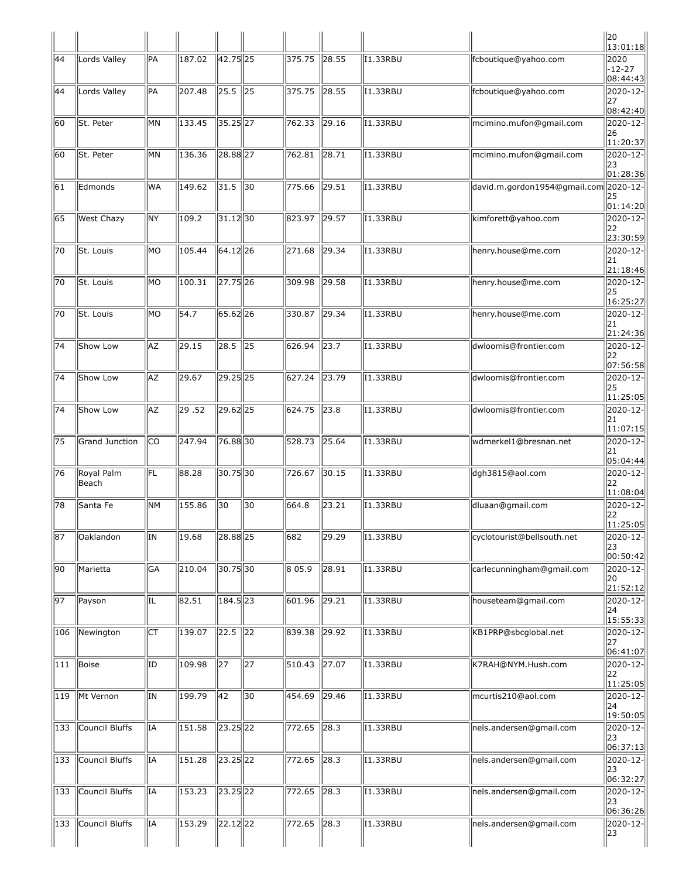| | | | | | | | | | | |
|---|---|---|---|---|---|---|---|---|---|---|
| | | | | | | | | | | 20 13:01:18 |
| 44 | Lords Valley | PA | 187.02 | 42.75 | 25 | 375.75 | 28.55 | I1.33RBU | fcboutique@yahoo.com | 2020 -12-27 08:44:43 |
| 44 | Lords Valley | PA | 207.48 | 25.5 | 25 | 375.75 | 28.55 | I1.33RBU | fcboutique@yahoo.com | 2020-12-27 08:42:40 |
| 60 | St. Peter | MN | 133.45 | 35.25 | 27 | 762.33 | 29.16 | I1.33RBU | mcimino.mufon@gmail.com | 2020-12-26 11:20:37 |
| 60 | St. Peter | MN | 136.36 | 28.88 | 27 | 762.81 | 28.71 | I1.33RBU | mcimino.mufon@gmail.com | 2020-12-23 01:28:36 |
| 61 | Edmonds | WA | 149.62 | 31.5 | 30 | 775.66 | 29.51 | I1.33RBU | david.m.gordon1954@gmail.com | 2020-12-25 01:14:20 |
| 65 | West Chazy | NY | 109.2 | 31.12 | 30 | 823.97 | 29.57 | I1.33RBU | kimforett@yahoo.com | 2020-12-22 23:30:59 |
| 70 | St. Louis | MO | 105.44 | 64.12 | 26 | 271.68 | 29.34 | I1.33RBU | henry.house@me.com | 2020-12-21 21:18:46 |
| 70 | St. Louis | MO | 100.31 | 27.75 | 26 | 309.98 | 29.58 | I1.33RBU | henry.house@me.com | 2020-12-25 16:25:27 |
| 70 | St. Louis | MO | 54.7 | 65.62 | 26 | 330.87 | 29.34 | I1.33RBU | henry.house@me.com | 2020-12-21 21:24:36 |
| 74 | Show Low | AZ | 29.15 | 28.5 | 25 | 626.94 | 23.7 | I1.33RBU | dwloomis@frontier.com | 2020-12-22 07:56:58 |
| 74 | Show Low | AZ | 29.67 | 29.25 | 25 | 627.24 | 23.79 | I1.33RBU | dwloomis@frontier.com | 2020-12-25 11:25:05 |
| 74 | Show Low | AZ | 29 .52 | 29.62 | 25 | 624.75 | 23.8 | I1.33RBU | dwloomis@frontier.com | 2020-12-21 11:07:15 |
| 75 | Grand Junction | CO | 247.94 | 76.88 | 30 | 528.73 | 25.64 | I1.33RBU | wdmerkel1@bresnan.net | 2020-12-21 05:04:44 |
| 76 | Royal Palm Beach | FL | 88.28 | 30.75 | 30 | 726.67 | 30.15 | I1.33RBU | dgh3815@aol.com | 2020-12-22 11:08:04 |
| 78 | Santa Fe | NM | 155.86 | 30 | 30 | 664.8 | 23.21 | I1.33RBU | dluaan@gmail.com | 2020-12-22 11:25:05 |
| 87 | Oaklandon | IN | 19.68 | 28.88 | 25 | 682 | 29.29 | I1.33RBU | cyclotourist@bellsouth.net | 2020-12-23 00:50:42 |
| 90 | Marietta | GA | 210.04 | 30.75 | 30 | 8 05.9 | 28.91 | I1.33RBU | carlecunningham@gmail.com | 2020-12-20 21:52:12 |
| 97 | Payson | IL | 82.51 | 184.5 | 23 | 601.96 | 29.21 | I1.33RBU | houseteam@gmail.com | 2020-12-24 15:55:33 |
| 106 | Newington | CT | 139.07 | 22.5 | 22 | 839.38 | 29.92 | I1.33RBU | KB1PRP@sbcglobal.net | 2020-12-27 06:41:07 |
| 111 | Boise | ID | 109.98 | 27 | 27 | 510.43 | 27.07 | I1.33RBU | K7RAH@NYM.Hush.com | 2020-12-22 11:25:05 |
| 119 | Mt Vernon | IN | 199.79 | 42 | 30 | 454.69 | 29.46 | I1.33RBU | mcurtis210@aol.com | 2020-12-24 19:50:05 |
| 133 | Council Bluffs | IA | 151.58 | 23.25 | 22 | 772.65 | 28.3 | I1.33RBU | nels.andersen@gmail.com | 2020-12-23 06:37:13 |
| 133 | Council Bluffs | IA | 151.28 | 23.25 | 22 | 772.65 | 28.3 | I1.33RBU | nels.andersen@gmail.com | 2020-12-23 06:32:27 |
| 133 | Council Bluffs | IA | 153.23 | 23.25 | 22 | 772.65 | 28.3 | I1.33RBU | nels.andersen@gmail.com | 2020-12-23 06:36:26 |
| 133 | Council Bluffs | IA | 153.29 | 22.12 | 22 | 772.65 | 28.3 | I1.33RBU | nels.andersen@gmail.com | 2020-12-23 |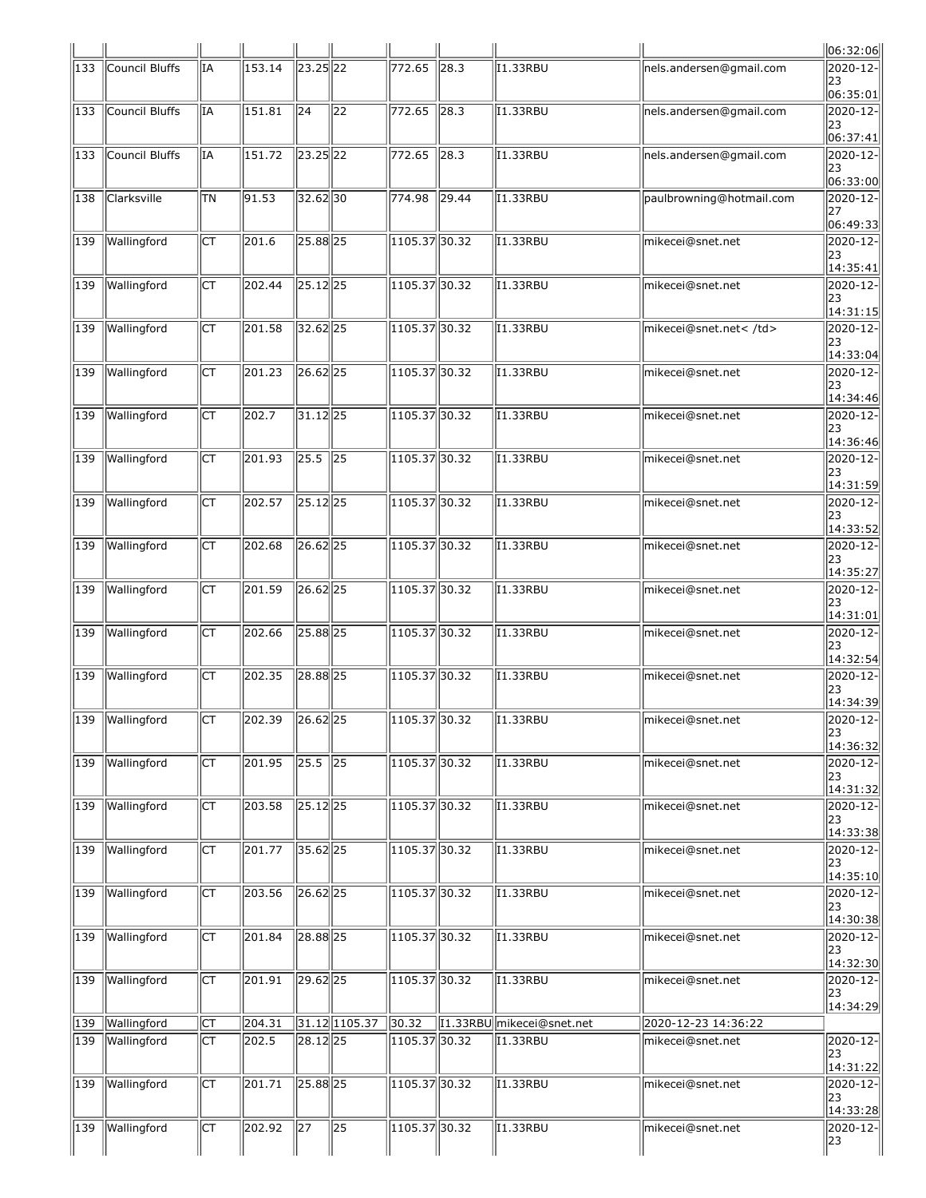| | | | | | | | | | | 06:32:06 |
|---|---|---|---|---|---|---|---|---|---|---|
| 133 | Council Bluffs | IA | 153.14 | 23.25 | 22 | 772.65 | 28.3 | I1.33RBU | nels.andersen@gmail.com | 2020-12-23 06:35:01 |
| 133 | Council Bluffs | IA | 151.81 | 24 | 22 | 772.65 | 28.3 | I1.33RBU | nels.andersen@gmail.com | 2020-12-23 06:37:41 |
| 133 | Council Bluffs | IA | 151.72 | 23.25 | 22 | 772.65 | 28.3 | I1.33RBU | nels.andersen@gmail.com | 2020-12-23 06:33:00 |
| 138 | Clarksville | TN | 91.53 | 32.62 | 30 | 774.98 | 29.44 | I1.33RBU | paulbrowning@hotmail.com | 2020-12-27 06:49:33 |
| 139 | Wallingford | CT | 201.6 | 25.88 | 25 | 1105.37 | 30.32 | I1.33RBU | mikecei@snet.net | 2020-12-23 14:35:41 |
| 139 | Wallingford | CT | 202.44 | 25.12 | 25 | 1105.37 | 30.32 | I1.33RBU | mikecei@snet.net | 2020-12-23 14:31:15 |
| 139 | Wallingford | CT | 201.58 | 32.62 | 25 | 1105.37 | 30.32 | I1.33RBU | mikecei@snet.net< /td> | 2020-12-23 14:33:04 |
| 139 | Wallingford | CT | 201.23 | 26.62 | 25 | 1105.37 | 30.32 | I1.33RBU | mikecei@snet.net | 2020-12-23 14:34:46 |
| 139 | Wallingford | CT | 202.7 | 31.12 | 25 | 1105.37 | 30.32 | I1.33RBU | mikecei@snet.net | 2020-12-23 14:36:46 |
| 139 | Wallingford | CT | 201.93 | 25.5 | 25 | 1105.37 | 30.32 | I1.33RBU | mikecei@snet.net | 2020-12-23 14:31:59 |
| 139 | Wallingford | CT | 202.57 | 25.12 | 25 | 1105.37 | 30.32 | I1.33RBU | mikecei@snet.net | 2020-12-23 14:33:52 |
| 139 | Wallingford | CT | 202.68 | 26.62 | 25 | 1105.37 | 30.32 | I1.33RBU | mikecei@snet.net | 2020-12-23 14:35:27 |
| 139 | Wallingford | CT | 201.59 | 26.62 | 25 | 1105.37 | 30.32 | I1.33RBU | mikecei@snet.net | 2020-12-23 14:31:01 |
| 139 | Wallingford | CT | 202.66 | 25.88 | 25 | 1105.37 | 30.32 | I1.33RBU | mikecei@snet.net | 2020-12-23 14:32:54 |
| 139 | Wallingford | CT | 202.35 | 28.88 | 25 | 1105.37 | 30.32 | I1.33RBU | mikecei@snet.net | 2020-12-23 14:34:39 |
| 139 | Wallingford | CT | 202.39 | 26.62 | 25 | 1105.37 | 30.32 | I1.33RBU | mikecei@snet.net | 2020-12-23 14:36:32 |
| 139 | Wallingford | CT | 201.95 | 25.5 | 25 | 1105.37 | 30.32 | I1.33RBU | mikecei@snet.net | 2020-12-23 14:31:32 |
| 139 | Wallingford | CT | 203.58 | 25.12 | 25 | 1105.37 | 30.32 | I1.33RBU | mikecei@snet.net | 2020-12-23 14:33:38 |
| 139 | Wallingford | CT | 201.77 | 35.62 | 25 | 1105.37 | 30.32 | I1.33RBU | mikecei@snet.net | 2020-12-23 14:35:10 |
| 139 | Wallingford | CT | 203.56 | 26.62 | 25 | 1105.37 | 30.32 | I1.33RBU | mikecei@snet.net | 2020-12-23 14:30:38 |
| 139 | Wallingford | CT | 201.84 | 28.88 | 25 | 1105.37 | 30.32 | I1.33RBU | mikecei@snet.net | 2020-12-23 14:32:30 |
| 139 | Wallingford | CT | 201.91 | 29.62 | 25 | 1105.37 | 30.32 | I1.33RBU | mikecei@snet.net | 2020-12-23 14:34:29 |
| 139 | Wallingford | CT | 204.31 | 31.12 | 1105.37 | 30.32 | I1.33RBU | mikecei@snet.net | 2020-12-23 14:36:22 | | |
| 139 | Wallingford | CT | 202.5 | 28.12 | 25 | 1105.37 | 30.32 | I1.33RBU | mikecei@snet.net | 2020-12-23 14:31:22 |
| 139 | Wallingford | CT | 201.71 | 25.88 | 25 | 1105.37 | 30.32 | I1.33RBU | mikecei@snet.net | 2020-12-23 14:33:28 |
| 139 | Wallingford | CT | 202.92 | 27 | 25 | 1105.37 | 30.32 | I1.33RBU | mikecei@snet.net | 2020-12-23 |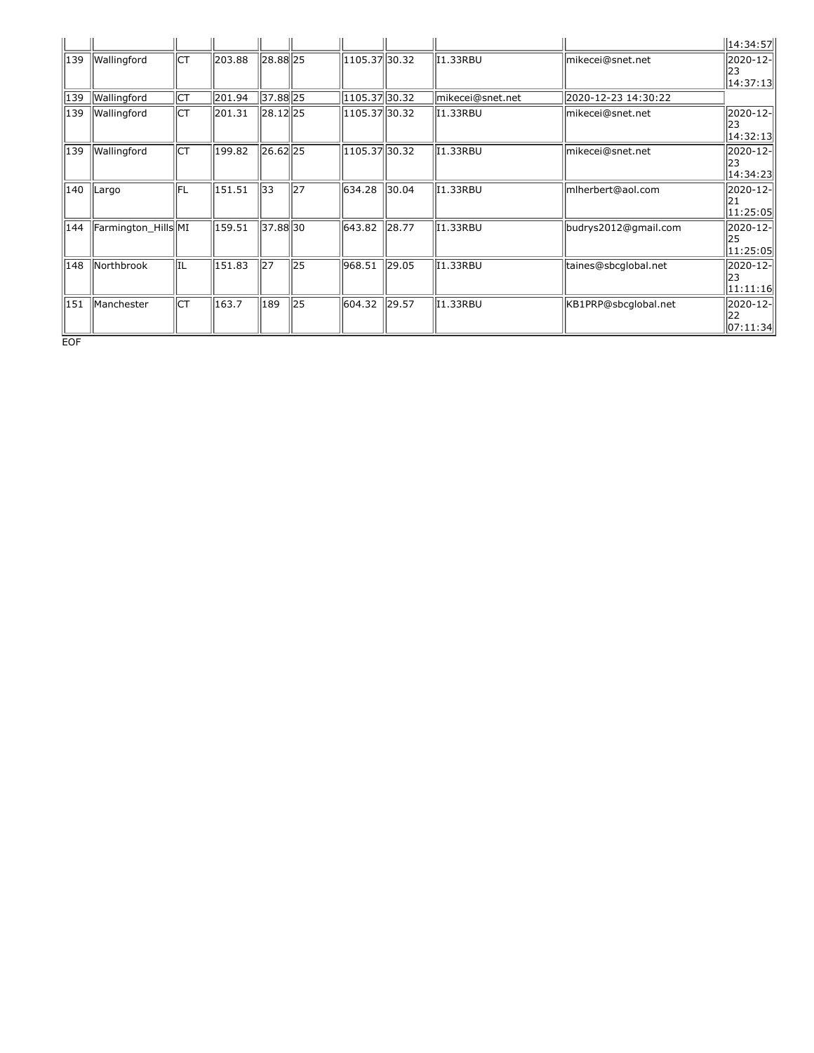| | | | | | | | | | | |
|---|---|---|---|---|---|---|---|---|---|---|
| | | | | | | | | | | 14:34:57 |
| 139 | Wallingford | CT | 203.88 | 28.88 | 25 | 1105.37 | 30.32 | I1.33RBU | mikecei@snet.net | 2020-12-23 14:37:13 |
| 139 | Wallingford | CT | 201.94 | 37.88 | 25 | 1105.37 | 30.32 | mikecei@snet.net | 2020-12-23 14:30:22 | |
| 139 | Wallingford | CT | 201.31 | 28.12 | 25 | 1105.37 | 30.32 | I1.33RBU | mikecei@snet.net | 2020-12-23 14:32:13 |
| 139 | Wallingford | CT | 199.82 | 26.62 | 25 | 1105.37 | 30.32 | I1.33RBU | mikecei@snet.net | 2020-12-23 14:34:23 |
| 140 | Largo | FL | 151.51 | 33 | 27 | 634.28 | 30.04 | I1.33RBU | mlherbert@aol.com | 2020-12-21 11:25:05 |
| 144 | Farmington_Hills | MI | 159.51 | 37.88 | 30 | 643.82 | 28.77 | I1.33RBU | budrys2012@gmail.com | 2020-12-25 11:25:05 |
| 148 | Northbrook | IL | 151.83 | 27 | 25 | 968.51 | 29.05 | I1.33RBU | taines@sbcglobal.net | 2020-12-23 11:11:16 |
| 151 | Manchester | CT | 163.7 | 189 | 25 | 604.32 | 29.57 | I1.33RBU | KB1PRP@sbcglobal.net | 2020-12-22 07:11:34 |

EOF